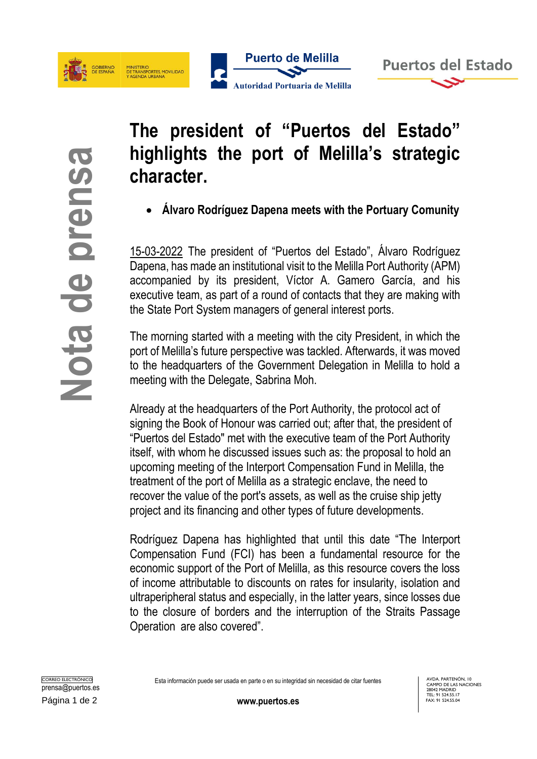# The president of "Puertos del Estado" highlights the port of Melilla's strategic character.

- **Álvaro Rodríguez Dapena meets with the Portuary Comunity**

15-03-2022 The president of "Puertos del Estado", Álvaro Rodríguez Dapena, has made an institutional visit to the Melilla Port Authority (APM) accompanied by its president, Víctor A. Gamero García, and his executive team, as part of a round of contacts that they are making with the State Port System managers of general interest ports.

The morning started with a meeting with the city President, in which the port of Melilla's future perspective was tackled. Afterwards, it was moved to the headquarters of the Government Delegation in Melilla to hold a meeting with the Delegate, Sabrina Moh.

Already at the headquarters of the Port Authority, the protocol act of signing the Book of Honour was carried out; after that, the president of "Puertos del Estado" met with the executive team of the Port Authority itself, with whom he discussed issues such as: the proposal to hold an upcoming meeting of the Interport Compensation Fund in Melilla, the treatment of the port of Melilla as a strategic enclave, the need to recover the value of the port's assets, as well as the cruise ship jetty project and its financing and other types of future developments.

Rodríguez Dapena has highlighted that until this date "The Interport Compensation Fund (FCI) has been a fundamental resource for the economic support of the Port of Melilla, as this resource covers the loss of income attributable to discounts on rates for insularity, isolation and ultraperipheral status and especially, in the latter years, since losses due to the closure of borders and the interruption of the Straits Passage Operation are also covered".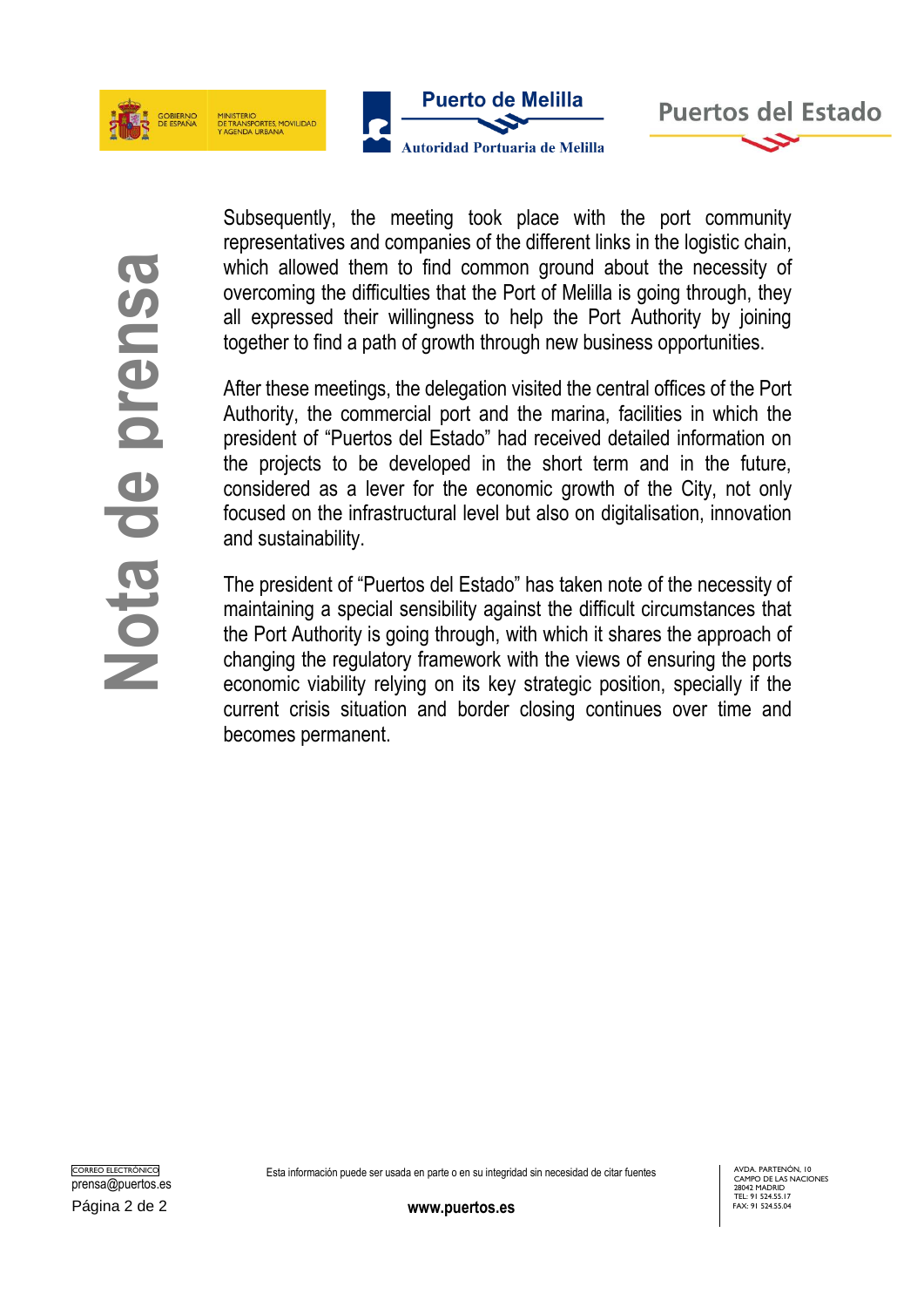Subsequently, the meeting took place with the port community representatives and companies of the different links in the logistic chain, which allowed them to find common ground about the necessity of overcoming the difficulties that the Port of Melilla is going through, they all expressed their willingness to help the Port Authority by joining together to find a path of growth through new business opportunities.

After these meetings, the delegation visited the central offices of the Port Authority, the commercial port and the marina, facilities in which the president of "Puertos del Estado" had received detailed information on the projects to be developed in the short term and in the future, considered as a lever for the economic growth of the City, not only focused on the infrastructural level but also on digitalisation, innovation and sustainability.

The president of "Puertos del Estado" has taken note of the necessity of maintaining a special sensibility against the difficult circumstances that the Port Authority is going through, with which it shares the approach of changing the regulatory framework with the views of ensuring the ports economic viability relying on its key strategic position, specially if the current crisis situation and border closing continues over time and becomes permanent.